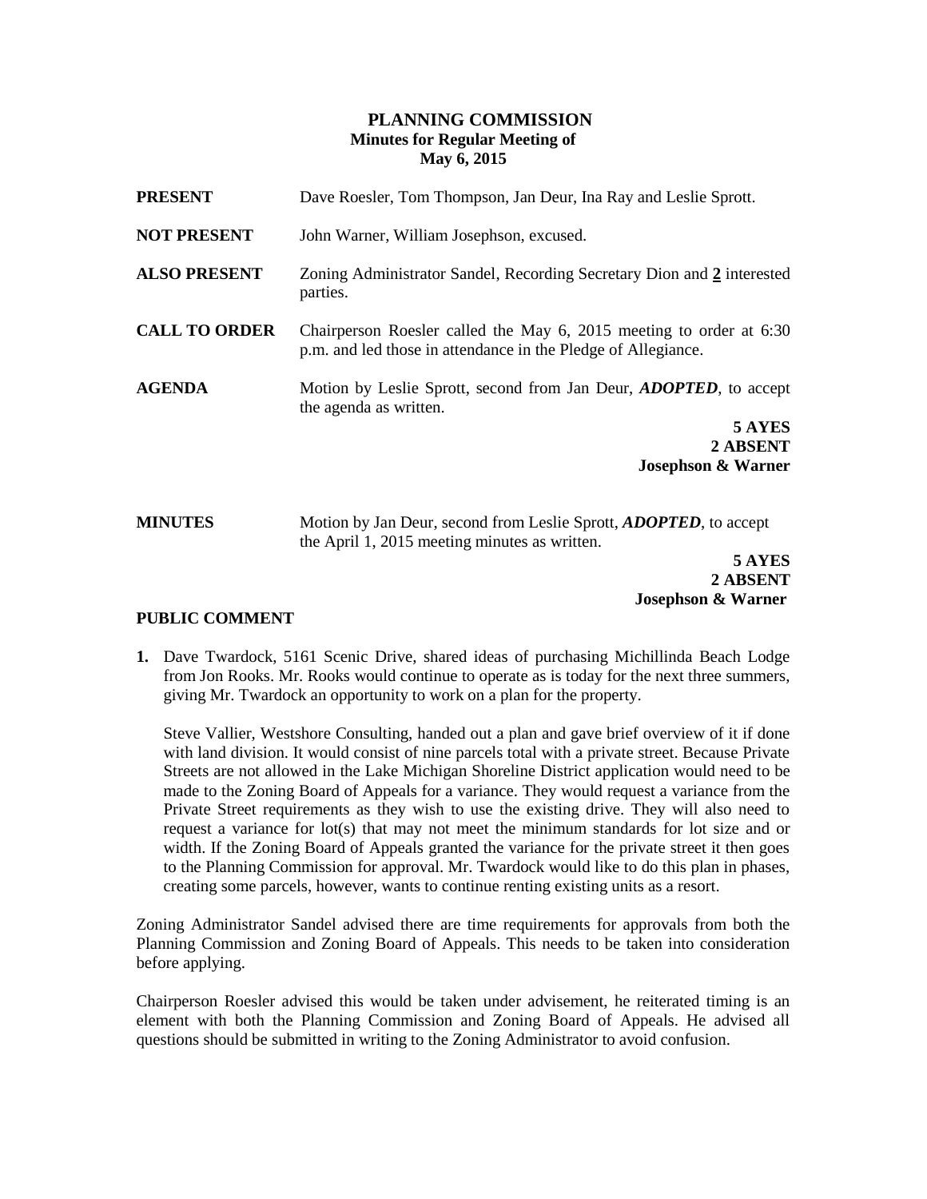# PLANNING COMMISSION
## Minutes for Regular Meeting of May 6, 2015

**PRESENT** Dave Roesler, Tom Thompson, Jan Deur, Ina Ray and Leslie Sprott.

**NOT PRESENT** John Warner, William Josephson, excused.

**ALSO PRESENT** Zoning Administrator Sandel, Recording Secretary Dion and **2** interested parties.

**CALL TO ORDER** Chairperson Roesler called the May 6, 2015 meeting to order at 6:30 p.m. and led those in attendance in the Pledge of Allegiance.

**AGENDA** Motion by Leslie Sprott, second from Jan Deur, ***ADOPTED***, to accept the agenda as written.

**5 AYES**
**2 ABSENT**
**Josephson & Warner**

**MINUTES** Motion by Jan Deur, second from Leslie Sprott, ***ADOPTED***, to accept the April 1, 2015 meeting minutes as written.

**5 AYES**
**2 ABSENT**
**Josephson & Warner**

**PUBLIC COMMENT**

**1.** Dave Twardock, 5161 Scenic Drive, shared ideas of purchasing Michillinda Beach Lodge from Jon Rooks. Mr. Rooks would continue to operate as is today for the next three summers, giving Mr. Twardock an opportunity to work on a plan for the property.

Steve Vallier, Westshore Consulting, handed out a plan and gave brief overview of it if done with land division. It would consist of nine parcels total with a private street. Because Private Streets are not allowed in the Lake Michigan Shoreline District application would need to be made to the Zoning Board of Appeals for a variance. They would request a variance from the Private Street requirements as they wish to use the existing drive. They will also need to request a variance for lot(s) that may not meet the minimum standards for lot size and or width. If the Zoning Board of Appeals granted the variance for the private street it then goes to the Planning Commission for approval. Mr. Twardock would like to do this plan in phases, creating some parcels, however, wants to continue renting existing units as a resort.

Zoning Administrator Sandel advised there are time requirements for approvals from both the Planning Commission and Zoning Board of Appeals. This needs to be taken into consideration before applying.

Chairperson Roesler advised this would be taken under advisement, he reiterated timing is an element with both the Planning Commission and Zoning Board of Appeals. He advised all questions should be submitted in writing to the Zoning Administrator to avoid confusion.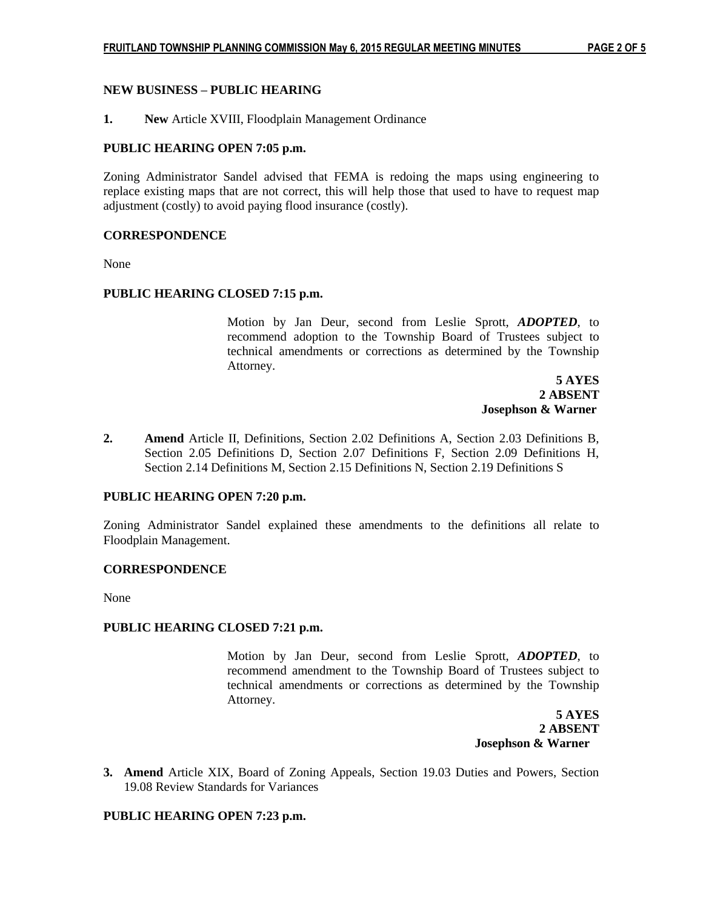**NEW BUSINESS – PUBLIC HEARING**

**1.** **New** Article XVIII, Floodplain Management Ordinance

**PUBLIC HEARING OPEN 7:05 p.m.**

Zoning Administrator Sandel advised that FEMA is redoing the maps using engineering to replace existing maps that are not correct, this will help those that used to have to request map adjustment (costly) to avoid paying flood insurance (costly).

**CORRESPONDENCE**

None

**PUBLIC HEARING CLOSED 7:15 p.m.**

Motion by Jan Deur, second from Leslie Sprott, ***ADOPTED***, to recommend adoption to the Township Board of Trustees subject to technical amendments or corrections as determined by the Township Attorney.

**5 AYES**
**2 ABSENT**
**Josephson & Warner**

**2.** **Amend** Article II, Definitions, Section 2.02 Definitions A, Section 2.03 Definitions B, Section 2.05 Definitions D, Section 2.07 Definitions F, Section 2.09 Definitions H, Section 2.14 Definitions M, Section 2.15 Definitions N, Section 2.19 Definitions S

**PUBLIC HEARING OPEN 7:20 p.m.**

Zoning Administrator Sandel explained these amendments to the definitions all relate to Floodplain Management.

**CORRESPONDENCE**

None

**PUBLIC HEARING CLOSED 7:21 p.m.**

Motion by Jan Deur, second from Leslie Sprott, ***ADOPTED***, to recommend amendment to the Township Board of Trustees subject to technical amendments or corrections as determined by the Township Attorney.

**5 AYES**
**2 ABSENT**
**Josephson & Warner**

**3.** **Amend** Article XIX, Board of Zoning Appeals, Section 19.03 Duties and Powers, Section 19.08 Review Standards for Variances

**PUBLIC HEARING OPEN 7:23 p.m.**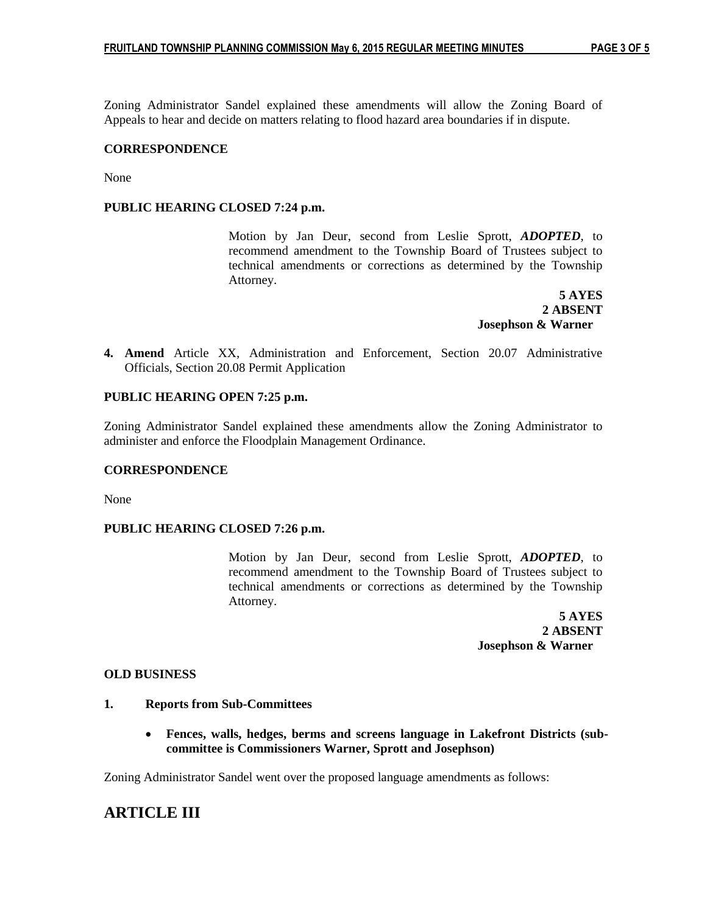Zoning Administrator Sandel explained these amendments will allow the Zoning Board of Appeals to hear and decide on matters relating to flood hazard area boundaries if in dispute.

**CORRESPONDENCE**

None

**PUBLIC HEARING CLOSED 7:24 p.m.**

Motion by Jan Deur, second from Leslie Sprott, ***ADOPTED***, to recommend amendment to the Township Board of Trustees subject to technical amendments or corrections as determined by the Township Attorney.

**5 AYES**
**2 ABSENT**
**Josephson & Warner**

4. **Amend** Article XX, Administration and Enforcement, Section 20.07 Administrative Officials, Section 20.08 Permit Application

**PUBLIC HEARING OPEN 7:25 p.m.**

Zoning Administrator Sandel explained these amendments allow the Zoning Administrator to administer and enforce the Floodplain Management Ordinance.

**CORRESPONDENCE**

None

**PUBLIC HEARING CLOSED 7:26 p.m.**

Motion by Jan Deur, second from Leslie Sprott, ***ADOPTED***, to recommend amendment to the Township Board of Trustees subject to technical amendments or corrections as determined by the Township Attorney.

**5 AYES**
**2 ABSENT**
**Josephson & Warner**

**OLD BUSINESS**

**1. Reports from Sub-Committees**

- **Fences, walls, hedges, berms and screens language in Lakefront Districts (sub-committee is Commissioners Warner, Sprott and Josephson)**

Zoning Administrator Sandel went over the proposed language amendments as follows:

# ARTICLE III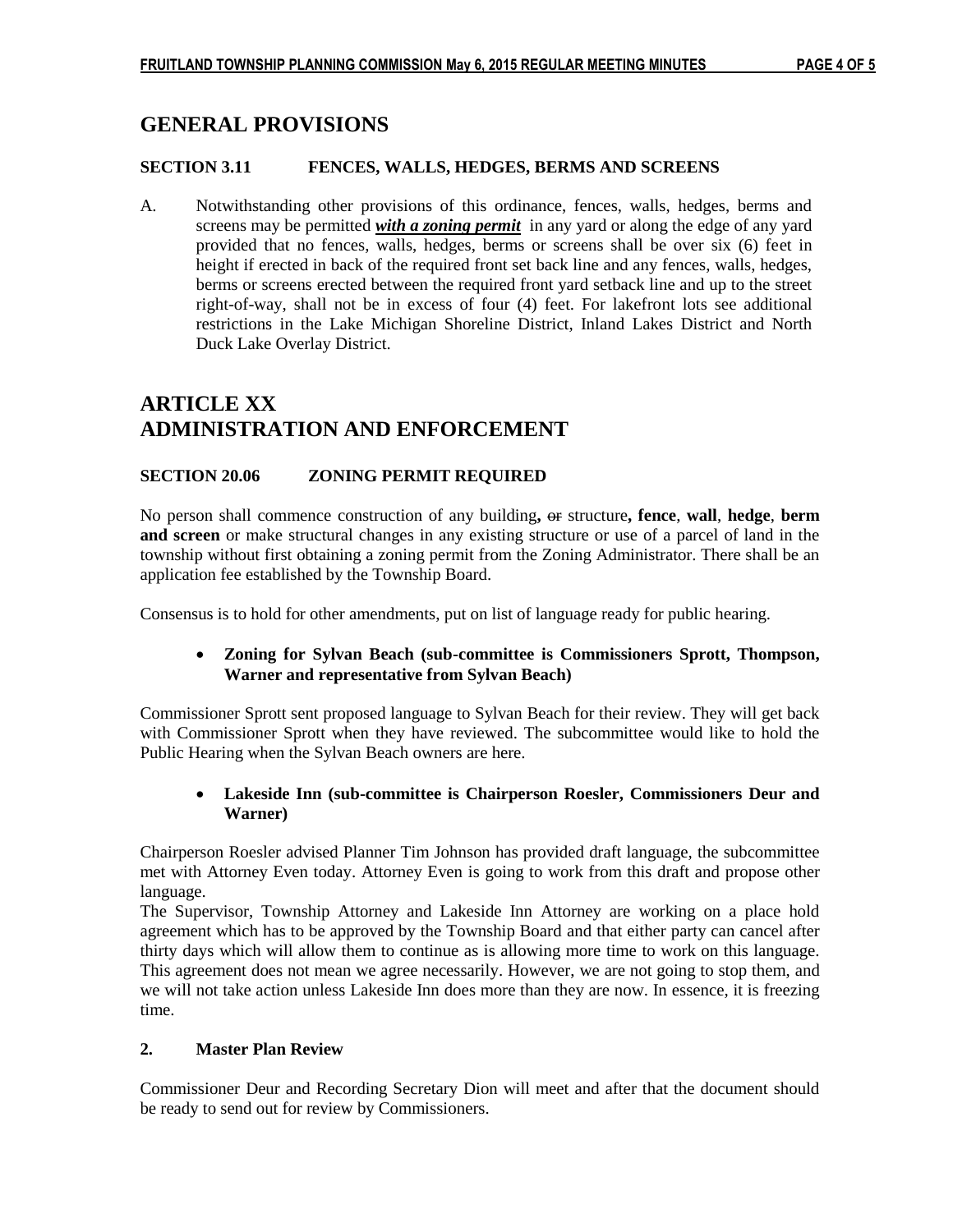## GENERAL PROVISIONS

**SECTION 3.11 FENCES, WALLS, HEDGES, BERMS AND SCREENS**

A. Notwithstanding other provisions of this ordinance, fences, walls, hedges, berms and screens may be permitted ***with a zoning permit*** in any yard or along the edge of any yard provided that no fences, walls, hedges, berms or screens shall be over six (6) feet in height if erected in back of the required front set back line and any fences, walls, hedges, berms or screens erected between the required front yard setback line and up to the street right-of-way, shall not be in excess of four (4) feet. For lakefront lots see additional restrictions in the Lake Michigan Shoreline District, Inland Lakes District and North Duck Lake Overlay District.

## ARTICLE XX
## ADMINISTRATION AND ENFORCEMENT

**SECTION 20.06 ZONING PERMIT REQUIRED**

No person shall commence construction of any building**,** ~~or~~ structure**, fence**, **wall**, **hedge**, **berm and screen** or make structural changes in any existing structure or use of a parcel of land in the township without first obtaining a zoning permit from the Zoning Administrator. There shall be an application fee established by the Township Board.

Consensus is to hold for other amendments, put on list of language ready for public hearing.

- **Zoning for Sylvan Beach (sub-committee is Commissioners Sprott, Thompson, Warner and representative from Sylvan Beach)**

Commissioner Sprott sent proposed language to Sylvan Beach for their review. They will get back with Commissioner Sprott when they have reviewed. The subcommittee would like to hold the Public Hearing when the Sylvan Beach owners are here.

- **Lakeside Inn (sub-committee is Chairperson Roesler, Commissioners Deur and Warner)**

Chairperson Roesler advised Planner Tim Johnson has provided draft language, the subcommittee met with Attorney Even today. Attorney Even is going to work from this draft and propose other language.
The Supervisor, Township Attorney and Lakeside Inn Attorney are working on a place hold agreement which has to be approved by the Township Board and that either party can cancel after thirty days which will allow them to continue as is allowing more time to work on this language. This agreement does not mean we agree necessarily. However, we are not going to stop them, and we will not take action unless Lakeside Inn does more than they are now. In essence, it is freezing time.

**2. Master Plan Review**

Commissioner Deur and Recording Secretary Dion will meet and after that the document should be ready to send out for review by Commissioners.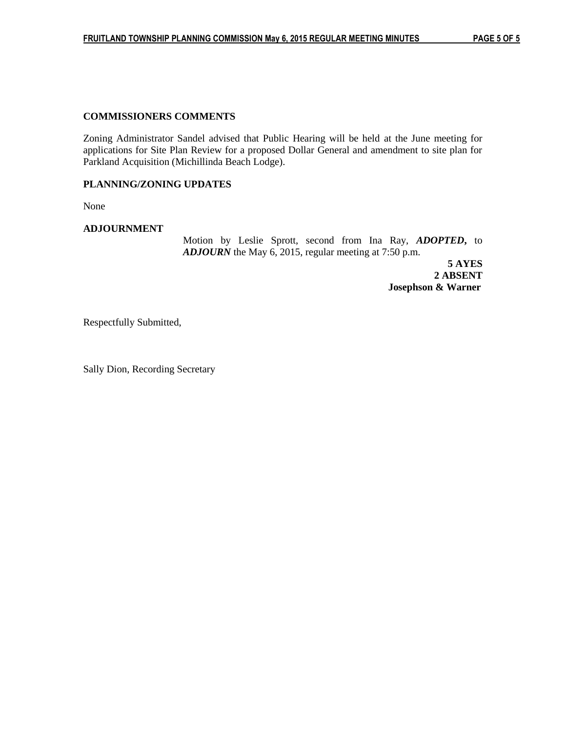## COMMISSIONERS COMMENTS

Zoning Administrator Sandel advised that Public Hearing will be held at the June meeting for applications for Site Plan Review for a proposed Dollar General and amendment to site plan for Parkland Acquisition (Michillinda Beach Lodge).

## PLANNING/ZONING UPDATES

None

## ADJOURNMENT

Motion by Leslie Sprott, second from Ina Ray, ***ADOPTED***, to ***ADJOURN*** the May 6, 2015, regular meeting at 7:50 p.m.

**5 AYES**
**2 ABSENT**
**Josephson & Warner**

Respectfully Submitted,

Sally Dion, Recording Secretary